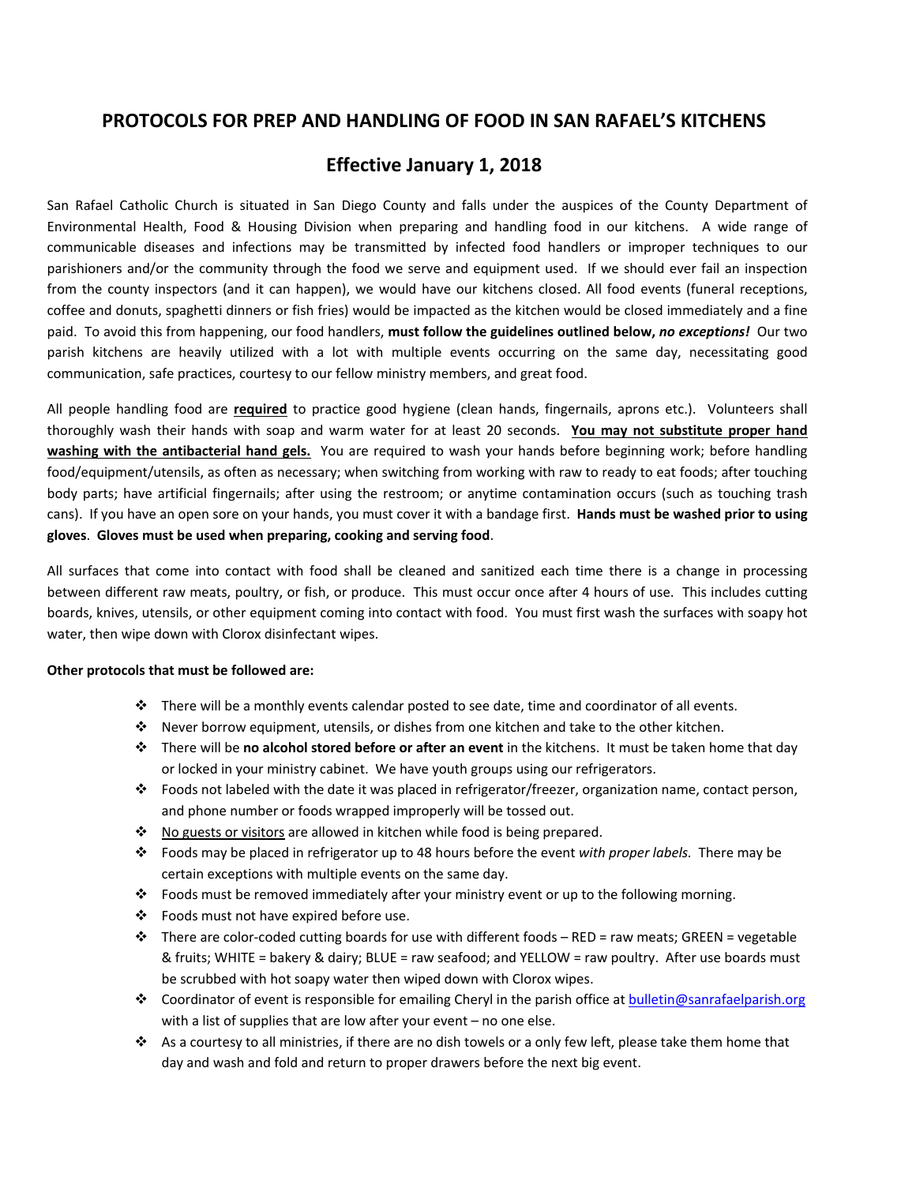# PROTOCOLS FOR PREP AND HANDLING OF FOOD IN SAN RAFAEL'S KITCHENS

## Effective January 1, 2018

San Rafael Catholic Church is situated in San Diego County and falls under the auspices of the County Department of Environmental Health, Food & Housing Division when preparing and handling food in our kitchens. A wide range of communicable diseases and infections may be transmitted by infected food handlers or improper techniques to our parishioners and/or the community through the food we serve and equipment used. If we should ever fail an inspection from the county inspectors (and it can happen), we would have our kitchens closed. All food events (funeral receptions, coffee and donuts, spaghetti dinners or fish fries) would be impacted as the kitchen would be closed immediately and a fine paid. To avoid this from happening, our food handlers, **must follow the guidelines outlined below, *no exceptions!*** Our two parish kitchens are heavily utilized with a lot with multiple events occurring on the same day, necessitating good communication, safe practices, courtesy to our fellow ministry members, and great food.

All people handling food are **<u>required</u>** to practice good hygiene (clean hands, fingernails, aprons etc.). Volunteers shall thoroughly wash their hands with soap and warm water for at least 20 seconds. **<u>You may not substitute proper hand washing with the antibacterial hand gels.</u>** You are required to wash your hands before beginning work; before handling food/equipment/utensils, as often as necessary; when switching from working with raw to ready to eat foods; after touching body parts; have artificial fingernails; after using the restroom; or anytime contamination occurs (such as touching trash cans). If you have an open sore on your hands, you must cover it with a bandage first. **Hands must be washed prior to using gloves**. **Gloves must be used when preparing, cooking and serving food**.

All surfaces that come into contact with food shall be cleaned and sanitized each time there is a change in processing between different raw meats, poultry, or fish, or produce. This must occur once after 4 hours of use. This includes cutting boards, knives, utensils, or other equipment coming into contact with food. You must first wash the surfaces with soapy hot water, then wipe down with Clorox disinfectant wipes.

**Other protocols that must be followed are:**

- There will be a monthly events calendar posted to see date, time and coordinator of all events.
- Never borrow equipment, utensils, or dishes from one kitchen and take to the other kitchen.
- There will be **no alcohol stored before or after an event** in the kitchens. It must be taken home that day or locked in your ministry cabinet. We have youth groups using our refrigerators.
- Foods not labeled with the date it was placed in refrigerator/freezer, organization name, contact person, and phone number or foods wrapped improperly will be tossed out.
- <u>No guests or visitors</u> are allowed in kitchen while food is being prepared.
- Foods may be placed in refrigerator up to 48 hours before the event *with proper labels.* There may be certain exceptions with multiple events on the same day.
- Foods must be removed immediately after your ministry event or up to the following morning.
- Foods must not have expired before use.
- There are color-coded cutting boards for use with different foods – RED = raw meats; GREEN = vegetable & fruits; WHITE = bakery & dairy; BLUE = raw seafood; and YELLOW = raw poultry. After use boards must be scrubbed with hot soapy water then wiped down with Clorox wipes.
- Coordinator of event is responsible for emailing Cheryl in the parish office at bulletin@sanrafaelparish.org with a list of supplies that are low after your event – no one else.
- As a courtesy to all ministries, if there are no dish towels or a only few left, please take them home that day and wash and fold and return to proper drawers before the next big event.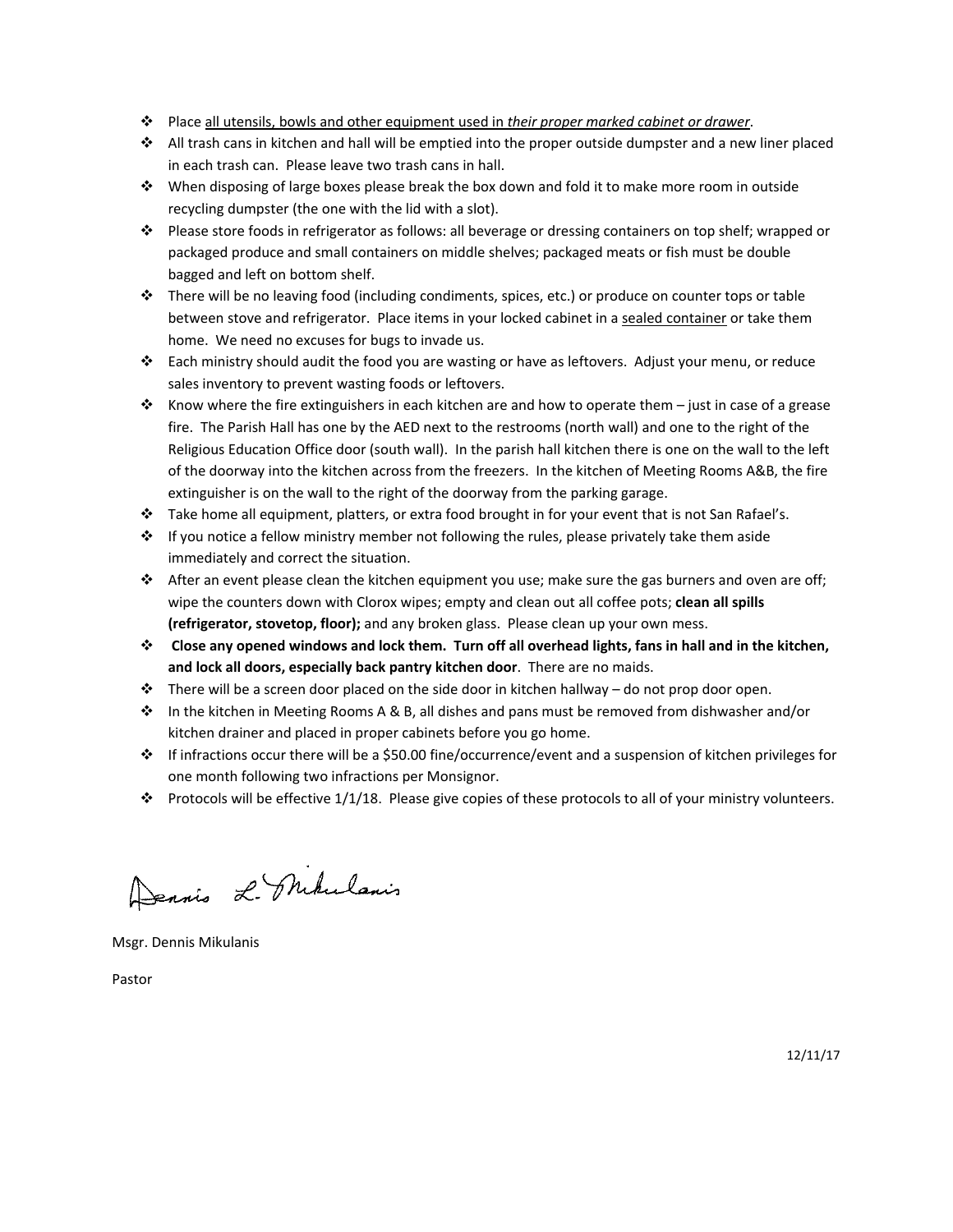- Place <u>all utensils, bowls and other equipment used in *their proper marked cabinet or drawer*</u>.
- All trash cans in kitchen and hall will be emptied into the proper outside dumpster and a new liner placed in each trash can. Please leave two trash cans in hall.
- When disposing of large boxes please break the box down and fold it to make more room in outside recycling dumpster (the one with the lid with a slot).
- Please store foods in refrigerator as follows: all beverage or dressing containers on top shelf; wrapped or packaged produce and small containers on middle shelves; packaged meats or fish must be double bagged and left on bottom shelf.
- There will be no leaving food (including condiments, spices, etc.) or produce on counter tops or table between stove and refrigerator. Place items in your locked cabinet in a <u>sealed container</u> or take them home. We need no excuses for bugs to invade us.
- Each ministry should audit the food you are wasting or have as leftovers. Adjust your menu, or reduce sales inventory to prevent wasting foods or leftovers.
- Know where the fire extinguishers in each kitchen are and how to operate them – just in case of a grease fire. The Parish Hall has one by the AED next to the restrooms (north wall) and one to the right of the Religious Education Office door (south wall). In the parish hall kitchen there is one on the wall to the left of the doorway into the kitchen across from the freezers. In the kitchen of Meeting Rooms A&B, the fire extinguisher is on the wall to the right of the doorway from the parking garage.
- Take home all equipment, platters, or extra food brought in for your event that is not San Rafael's.
- If you notice a fellow ministry member not following the rules, please privately take them aside immediately and correct the situation.
- After an event please clean the kitchen equipment you use; make sure the gas burners and oven are off; wipe the counters down with Clorox wipes; empty and clean out all coffee pots; **clean all spills (refrigerator, stovetop, floor);** and any broken glass. Please clean up your own mess.
- **Close any opened windows and lock them. Turn off all overhead lights, fans in hall and in the kitchen, and lock all doors, especially back pantry kitchen door**. There are no maids.
- There will be a screen door placed on the side door in kitchen hallway – do not prop door open.
- In the kitchen in Meeting Rooms A & B, all dishes and pans must be removed from dishwasher and/or kitchen drainer and placed in proper cabinets before you go home.
- If infractions occur there will be a $50.00 fine/occurrence/event and a suspension of kitchen privileges for one month following two infractions per Monsignor.
- Protocols will be effective 1/1/18. Please give copies of these protocols to all of your ministry volunteers.

Dennis L. Mikulanis

Msgr. Dennis Mikulanis

Pastor

12/11/17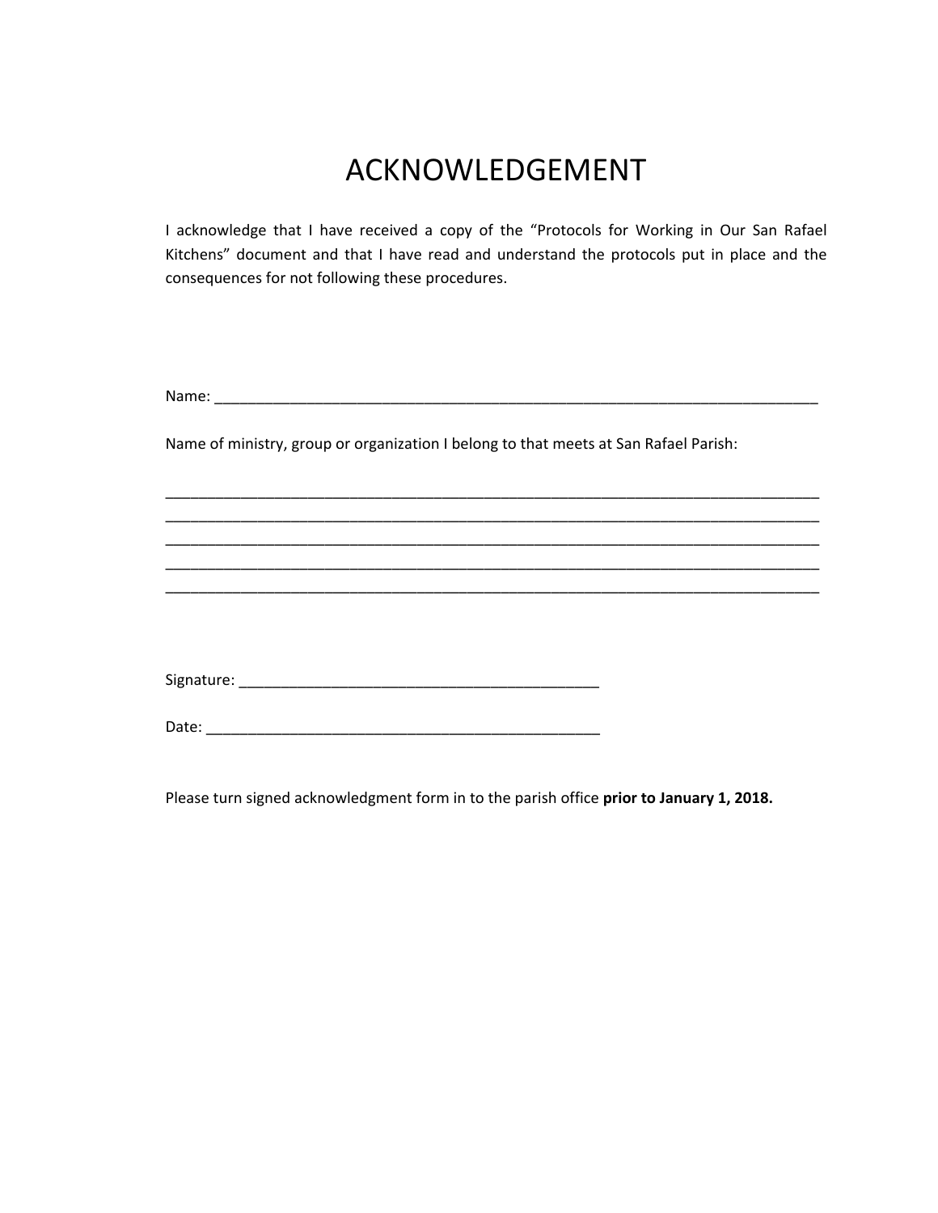# ACKNOWLEDGEMENT

I acknowledge that I have received a copy of the "Protocols for Working in Our San Rafael Kitchens" document and that I have read and understand the protocols put in place and the consequences for not following these procedures.

Name: ___________________________________________________________________________

Name of ministry, group or organization I belong to that meets at San Rafael Parish:

________________________________________________________________________________
________________________________________________________________________________
________________________________________________________________________________
________________________________________________________________________________
________________________________________________________________________________

Signature: ____________________________________________

Date: ________________________________________________

Please turn signed acknowledgment form in to the parish office **prior to January 1, 2018.**